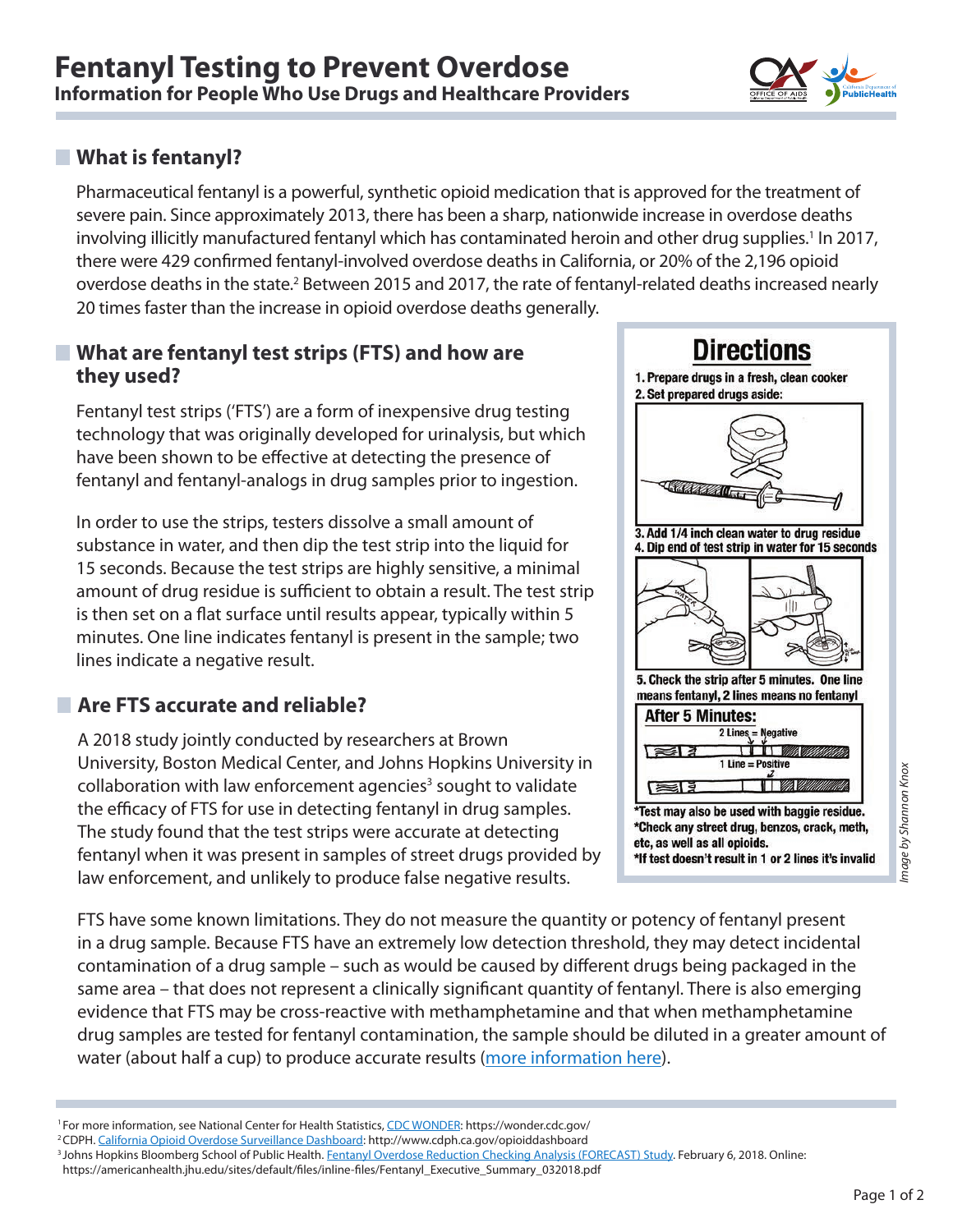# Fentanyl Testing to Prevent Overdose

**Information for People Who Use Drugs and Healthcare Providers**

## What is fentanyl?

Pharmaceutical fentanyl is a powerful, synthetic opioid medication that is approved for the treatment of severe pain. Since approximately 2013, there has been a sharp, nationwide increase in overdose deaths involving illicitly manufactured fentanyl which has contaminated heroin and other drug supplies.[1] In 2017, there were 429 confirmed fentanyl-involved overdose deaths in California, or 20% of the 2,196 opioid overdose deaths in the state.[2] Between 2015 and 2017, the rate of fentanyl-related deaths increased nearly 20 times faster than the increase in opioid overdose deaths generally.

## What are fentanyl test strips (FTS) and how are they used?

Fentanyl test strips ('FTS') are a form of inexpensive drug testing technology that was originally developed for urinalysis, but which have been shown to be effective at detecting the presence of fentanyl and fentanyl-analogs in drug samples prior to ingestion.

In order to use the strips, testers dissolve a small amount of substance in water, and then dip the test strip into the liquid for 15 seconds. Because the test strips are highly sensitive, a minimal amount of drug residue is sufficient to obtain a result. The test strip is then set on a flat surface until results appear, typically within 5 minutes. One line indicates fentanyl is present in the sample; two lines indicate a negative result.

## Are FTS accurate and reliable?

A 2018 study jointly conducted by researchers at Brown University, Boston Medical Center, and Johns Hopkins University in collaboration with law enforcement agencies[3] sought to validate the efficacy of FTS for use in detecting fentanyl in drug samples. The study found that the test strips were accurate at detecting fentanyl when it was present in samples of street drugs provided by law enforcement, and unlikely to produce false negative results.

**Directions**

1. Prepare drugs in a fresh, clean cooker
2. Set prepared drugs aside:
3. Add 1/4 inch clean water to drug residue
4. Dip end of test strip in water for 15 seconds
5. Check the strip after 5 minutes. One line means fentanyl, 2 lines means no fentanyl

**After 5 Minutes:**

2 Lines = Negative

1 Line = Positive

*Test may also be used with baggie residue.
*Check any street drug, benzos, crack, meth, etc, as well as all opioids.
*If test doesn't result in 1 or 2 lines it's invalid

*Image by Shannon Knox*

FTS have some known limitations. They do not measure the quantity or potency of fentanyl present in a drug sample. Because FTS have an extremely low detection threshold, they may detect incidental contamination of a drug sample – such as would be caused by different drugs being packaged in the same area – that does not represent a clinically significant quantity of fentanyl. There is also emerging evidence that FTS may be cross-reactive with methamphetamine and that when methamphetamine drug samples are tested for fentanyl contamination, the sample should be diluted in a greater amount of water (about half a cup) to produce accurate results (more information here).

---

[1] For more information, see National Center for Health Statistics, CDC WONDER: https://wonder.cdc.gov/

[2] CDPH. California Opioid Overdose Surveillance Dashboard: http://www.cdph.ca.gov/opioiddashboard

[3] Johns Hopkins Bloomberg School of Public Health. Fentanyl Overdose Reduction Checking Analysis (FORECAST) Study. February 6, 2018. Online: https://americanhealth.jhu.edu/sites/default/files/inline-files/Fentanyl_Executive_Summary_032018.pdf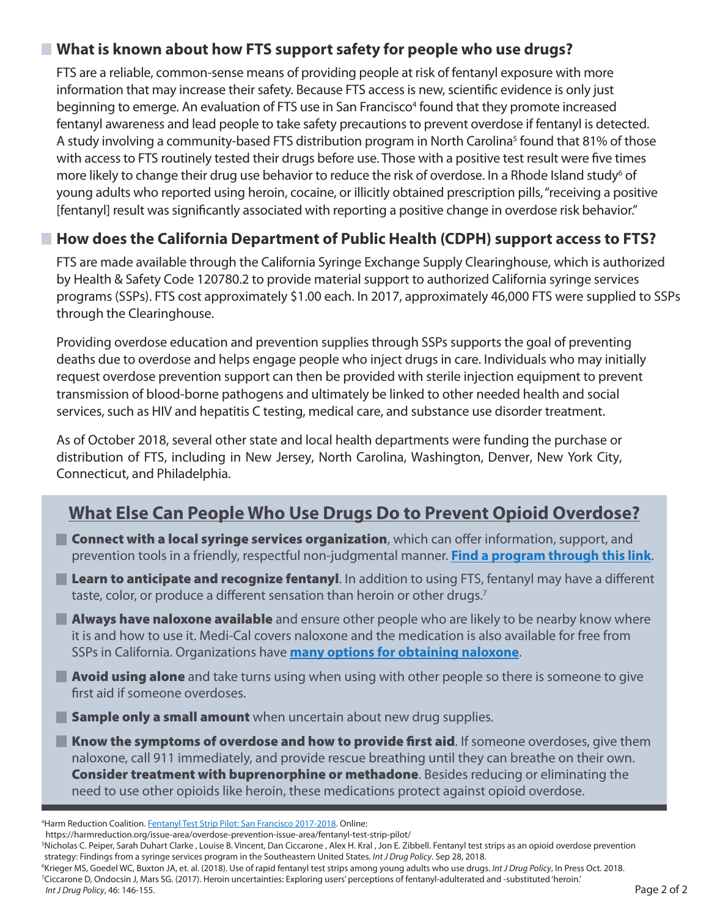## What is known about how FTS support safety for people who use drugs?

FTS are a reliable, common-sense means of providing people at risk of fentanyl exposure with more information that may increase their safety. Because FTS access is new, scientific evidence is only just beginning to emerge. An evaluation of FTS use in San Francisco[4] found that they promote increased fentanyl awareness and lead people to take safety precautions to prevent overdose if fentanyl is detected. A study involving a community-based FTS distribution program in North Carolina[5] found that 81% of those with access to FTS routinely tested their drugs before use. Those with a positive test result were five times more likely to change their drug use behavior to reduce the risk of overdose. In a Rhode Island study[6] of young adults who reported using heroin, cocaine, or illicitly obtained prescription pills, "receiving a positive [fentanyl] result was significantly associated with reporting a positive change in overdose risk behavior."

## How does the California Department of Public Health (CDPH) support access to FTS?

FTS are made available through the California Syringe Exchange Supply Clearinghouse, which is authorized by Health & Safety Code 120780.2 to provide material support to authorized California syringe services programs (SSPs). FTS cost approximately $1.00 each. In 2017, approximately 46,000 FTS were supplied to SSPs through the Clearinghouse.

Providing overdose education and prevention supplies through SSPs supports the goal of preventing deaths due to overdose and helps engage people who inject drugs in care. Individuals who may initially request overdose prevention support can then be provided with sterile injection equipment to prevent transmission of blood-borne pathogens and ultimately be linked to other needed health and social services, such as HIV and hepatitis C testing, medical care, and substance use disorder treatment.

As of October 2018, several other state and local health departments were funding the purchase or distribution of FTS, including in New Jersey, North Carolina, Washington, Denver, New York City, Connecticut, and Philadelphia.

## What Else Can People Who Use Drugs Do to Prevent Opioid Overdose?

- **Connect with a local syringe services organization**, which can offer information, support, and prevention tools in a friendly, respectful non-judgmental manner. **Find a program through this link**.
- **Learn to anticipate and recognize fentanyl**. In addition to using FTS, fentanyl may have a different taste, color, or produce a different sensation than heroin or other drugs.[7]
- **Always have naloxone available** and ensure other people who are likely to be nearby know where it is and how to use it. Medi-Cal covers naloxone and the medication is also available for free from SSPs in California. Organizations have **many options for obtaining naloxone**.
- **Avoid using alone** and take turns using when using with other people so there is someone to give first aid if someone overdoses.
- **Sample only a small amount** when uncertain about new drug supplies.
- **Know the symptoms of overdose and how to provide first aid**. If someone overdoses, give them naloxone, call 911 immediately, and provide rescue breathing until they can breathe on their own. **Consider treatment with buprenorphine or methadone**. Besides reducing or eliminating the need to use other opioids like heroin, these medications protect against opioid overdose.

---

[4] Harm Reduction Coalition. Fentanyl Test Strip Pilot: San Francisco 2017-2018. Online: https://harmreduction.org/issue-area/overdose-prevention-issue-area/fentanyl-test-strip-pilot/

[5] Nicholas C. Peiper, Sarah Duhart Clarke , Louise B. Vincent, Dan Ciccarone , Alex H. Kral , Jon E. Zibbell. Fentanyl test strips as an opioid overdose prevention strategy: Findings from a syringe services program in the Southeastern United States. *Int J Drug Policy*. Sep 28, 2018.

[6] Krieger MS, Goedel WC, Buxton JA, et. al. (2018). Use of rapid fentanyl test strips among young adults who use drugs. *Int J Drug Policy*, In Press Oct. 2018.

[7] Ciccarone D, Ondocsin J, Mars SG. (2017). Heroin uncertainties: Exploring users' perceptions of fentanyl-adulterated and -substituted 'heroin.' *Int J Drug Policy*, 46: 146-155.